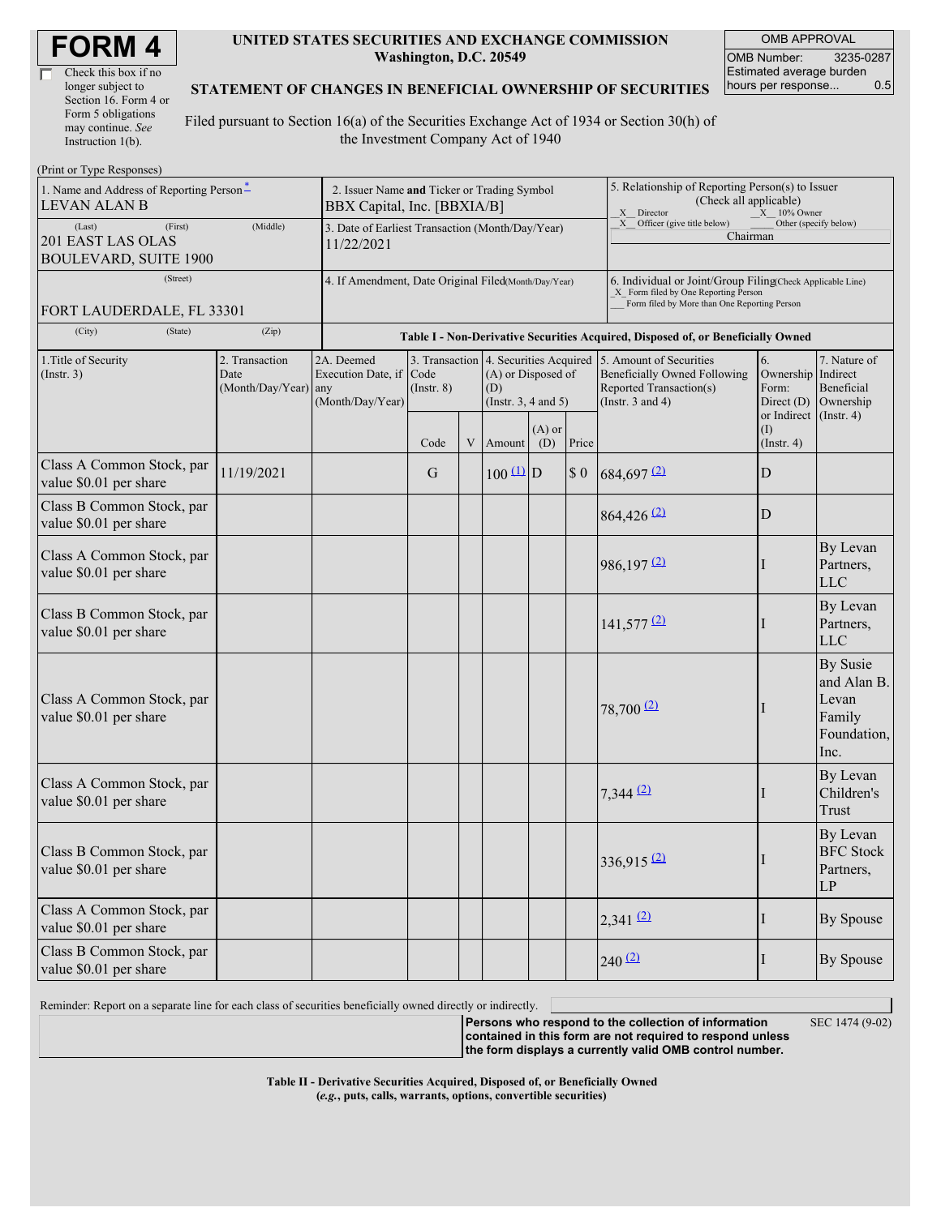# FORM 4

☐ Check this box if no longer subject to Section 16. Form 4 or Form 5 obligations may continue. *See* Instruction 1(b).

**UNITED STATES SECURITIES AND EXCHANGE COMMISSION**
**Washington, D.C. 20549**

**STATEMENT OF CHANGES IN BENEFICIAL OWNERSHIP OF SECURITIES**

Filed pursuant to Section 16(a) of the Securities Exchange Act of 1934 or Section 30(h) of the Investment Company Act of 1940

| OMB APPROVAL | |
|---|---|
| OMB Number: | 3235-0287 |
| Estimated average burden hours per response... | 0.5 |

(Print or Type Responses)

| | | |
|---|---|---|
| 1. Name and Address of Reporting Person * LEVAN ALAN B | 2. Issuer Name **and** Ticker or Trading Symbol BBX Capital, Inc. [BBXIA/B] | 5. Relationship of Reporting Person(s) to Issuer (Check all applicable) _X_ Director _X_ 10% Owner _X_ Officer (give title below) ___ Other (specify below) Chairman |
| (Last) (First) (Middle) 201 EAST LAS OLAS BOULEVARD, SUITE 1900 | 3. Date of Earliest Transaction (Month/Day/Year) 11/22/2021 | |
| (Street) FORT LAUDERDALE, FL 33301 | 4. If Amendment, Date Original Filed(Month/Day/Year) | 6. Individual or Joint/Group Filing(Check Applicable Line) _X_ Form filed by One Reporting Person ___ Form filed by More than One Reporting Person |
| (City) (State) (Zip) | | |

**Table I - Non-Derivative Securities Acquired, Disposed of, or Beneficially Owned**

| 1.Title of Security (Instr. 3) | 2. Transaction Date (Month/Day/Year) | 2A. Deemed Execution Date, if any (Month/Day/Year) | 3. Transaction Code (Instr. 8) | | 4. Securities Acquired (A) or Disposed of (D) (Instr. 3, 4 and 5) | | | 5. Amount of Securities Beneficially Owned Following Reported Transaction(s) (Instr. 3 and 4) | 6. Ownership Form: Direct (D) or Indirect (I) (Instr. 4) | 7. Nature of Indirect Beneficial Ownership (Instr. 4) |
|---|---|---|---|---|---|---|---|---|---|---|
| | | | Code | V | Amount | (A) or (D) | Price | | | |
| Class A Common Stock, par value $0.01 per share | 11/19/2021 | | G | | 100 (1) | D | $ 0 | 684,697 (2) | D | |
| Class B Common Stock, par value $0.01 per share | | | | | | | | 864,426 (2) | D | |
| Class A Common Stock, par value $0.01 per share | | | | | | | | 986,197 (2) | I | By Levan Partners, LLC |
| Class B Common Stock, par value $0.01 per share | | | | | | | | 141,577 (2) | I | By Levan Partners, LLC |
| Class A Common Stock, par value $0.01 per share | | | | | | | | 78,700 (2) | I | By Susie and Alan B. Levan Family Foundation, Inc. |
| Class A Common Stock, par value $0.01 per share | | | | | | | | 7,344 (2) | I | By Levan Children's Trust |
| Class B Common Stock, par value $0.01 per share | | | | | | | | 336,915 (2) | I | By Levan BFC Stock Partners, LP |
| Class A Common Stock, par value $0.01 per share | | | | | | | | 2,341 (2) | I | By Spouse |
| Class B Common Stock, par value $0.01 per share | | | | | | | | 240 (2) | I | By Spouse |

Reminder: Report on a separate line for each class of securities beneficially owned directly or indirectly.

**Persons who respond to the collection of information contained in this form are not required to respond unless the form displays a currently valid OMB control number.** SEC 1474 (9-02)

**Table II - Derivative Securities Acquired, Disposed of, or Beneficially Owned**
**(*e.g.*, puts, calls, warrants, options, convertible securities)**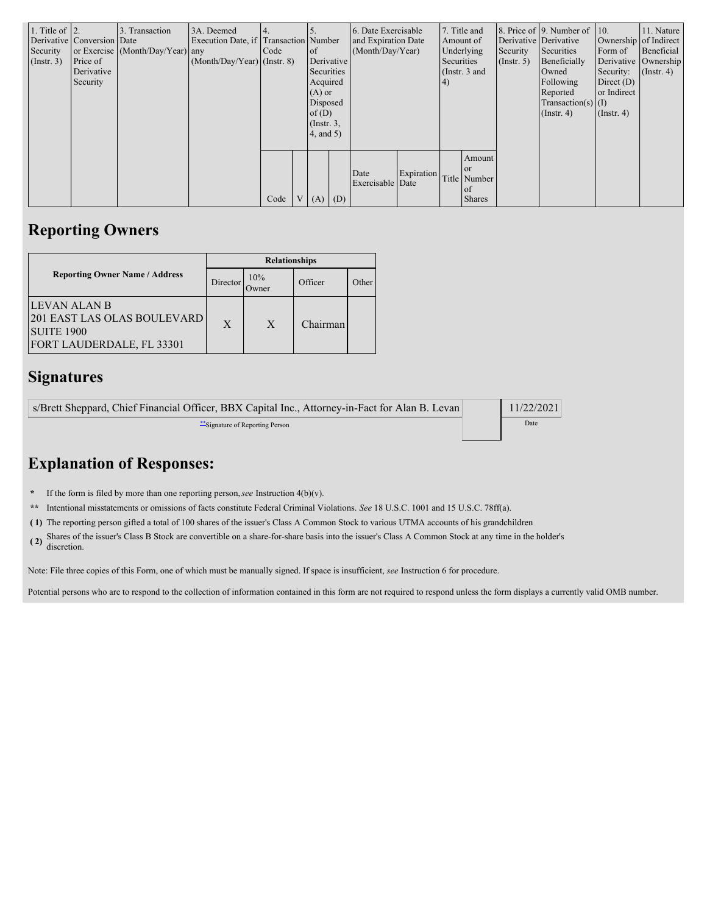| 1. Title of Derivative Security (Instr. 3) | 2. Conversion or Exercise Price of Derivative Security | 3. Transaction Date (Month/Day/Year) | 3A. Deemed Execution Date, if any (Month/Day/Year) | 4. Transaction Code (Instr. 8) | | 5. Number of Derivative Securities Acquired (A) or Disposed of (D) (Instr. 3, 4, and 5) | | 6. Date Exercisable and Expiration Date (Month/Day/Year) | | 7. Title and Amount of Underlying Securities (Instr. 3 and 4) | | 8. Price of Derivative Security (Instr. 5) | 9. Number of Derivative Securities Beneficially Owned Following Reported Transaction(s) (Instr. 4) | 10. Ownership Form of Derivative Security: Direct (D) or Indirect (I) (Instr. 4) | 11. Nature of Indirect Beneficial Ownership (Instr. 4) |
|---|---|---|---|---|---|---|---|---|---|---|---|---|---|---|---|
| | | | | Code | V | (A) | (D) | Date Exercisable | Expiration Date | Title | Amount or Number of Shares | | | | |

## Reporting Owners

| Reporting Owner Name / Address | Relationships | | | |
|---|---|---|---|---|
| | Director | 10% Owner | Officer | Other |
| LEVAN ALAN B<br>201 EAST LAS OLAS BOULEVARD<br>SUITE 1900<br>FORT LAUDERDALE, FL 33301 | X | X | Chairman | |

## Signatures

| s/Brett Sheppard, Chief Financial Officer, BBX Capital Inc., Attorney-in-Fact for Alan B. Levan | 11/22/2021 |
|---|---|
| **Signature of Reporting Person | Date |

## Explanation of Responses:

\* If the form is filed by more than one reporting person, *see* Instruction 4(b)(v).

** Intentional misstatements or omissions of facts constitute Federal Criminal Violations. *See* 18 U.S.C. 1001 and 15 U.S.C. 78ff(a).

(1) The reporting person gifted a total of 100 shares of the issuer's Class A Common Stock to various UTMA accounts of his grandchildren

(2) Shares of the issuer's Class B Stock are convertible on a share-for-share basis into the issuer's Class A Common Stock at any time in the holder's discretion.

Note: File three copies of this Form, one of which must be manually signed. If space is insufficient, *see* Instruction 6 for procedure.

Potential persons who are to respond to the collection of information contained in this form are not required to respond unless the form displays a currently valid OMB number.